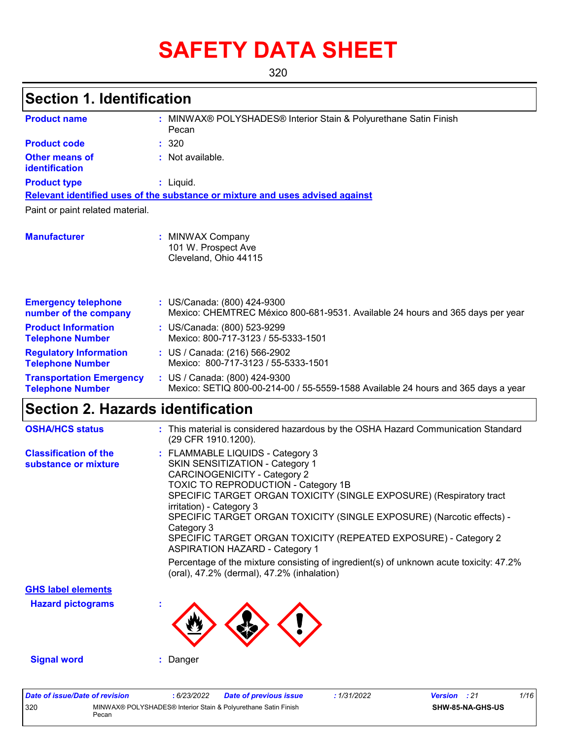# SAFETY DATA SHEET

320

## Section 1. Identification

**Product name** : MINWAX® POLYSHADES® Interior Stain & Polyurethane Satin Finish Pecan

**Product code** : 320

**Other means of identification** : Not available.

**Product type** : Liquid.

**Relevant identified uses of the substance or mixture and uses advised against**

Paint or paint related material.

**Manufacturer** : MINWAX Company
101 W. Prospect Ave
Cleveland, Ohio 44115

**Emergency telephone number of the company** : US/Canada: (800) 424-9300
Mexico: CHEMTREC México 800-681-9531. Available 24 hours and 365 days per year

**Product Information Telephone Number** : US/Canada: (800) 523-9299
Mexico: 800-717-3123 / 55-5333-1501

**Regulatory Information Telephone Number** : US / Canada: (216) 566-2902
Mexico: 800-717-3123 / 55-5333-1501

**Transportation Emergency Telephone Number** : US / Canada: (800) 424-9300
Mexico: SETIQ 800-00-214-00 / 55-5559-1588 Available 24 hours and 365 days a year

## Section 2. Hazards identification

**OSHA/HCS status** : This material is considered hazardous by the OSHA Hazard Communication Standard (29 CFR 1910.1200).

**Classification of the substance or mixture** : FLAMMABLE LIQUIDS - Category 3
SKIN SENSITIZATION - Category 1
CARCINOGENICITY - Category 2
TOXIC TO REPRODUCTION - Category 1B
SPECIFIC TARGET ORGAN TOXICITY (SINGLE EXPOSURE) (Respiratory tract irritation) - Category 3
SPECIFIC TARGET ORGAN TOXICITY (SINGLE EXPOSURE) (Narcotic effects) - Category 3
SPECIFIC TARGET ORGAN TOXICITY (REPEATED EXPOSURE) - Category 2
ASPIRATION HAZARD - Category 1

Percentage of the mixture consisting of ingredient(s) of unknown acute toxicity: 47.2% (oral), 47.2% (dermal), 47.2% (inhalation)

**GHS label elements**

**Hazard pictograms** :

**Signal word** : Danger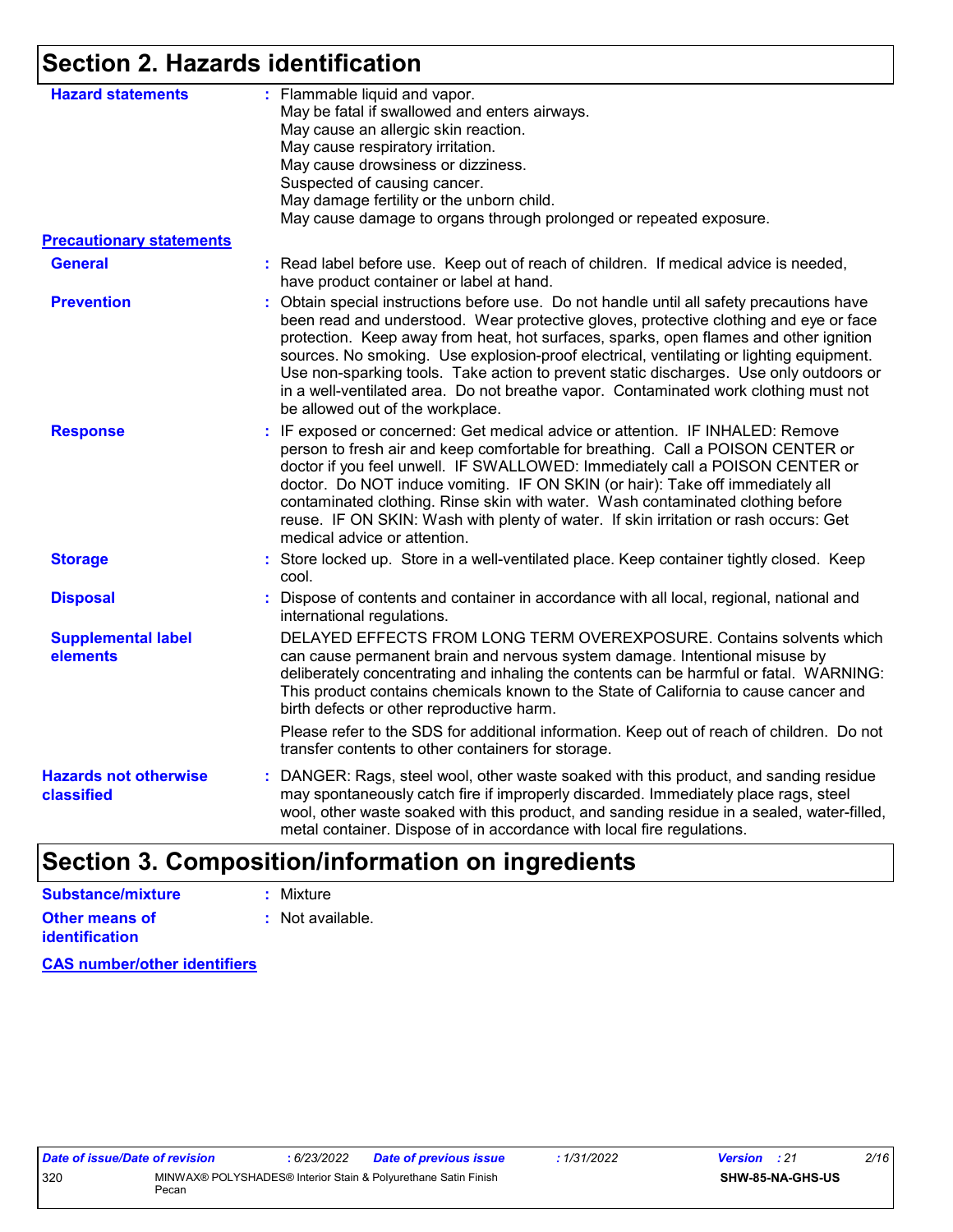## Section 2. Hazards identification

**Hazard statements** : Flammable liquid and vapor.
May be fatal if swallowed and enters airways.
May cause an allergic skin reaction.
May cause respiratory irritation.
May cause drowsiness or dizziness.
Suspected of causing cancer.
May damage fertility or the unborn child.
May cause damage to organs through prolonged or repeated exposure.

**Precautionary statements**

**General** : Read label before use. Keep out of reach of children. If medical advice is needed, have product container or label at hand.

**Prevention** : Obtain special instructions before use. Do not handle until all safety precautions have been read and understood. Wear protective gloves, protective clothing and eye or face protection. Keep away from heat, hot surfaces, sparks, open flames and other ignition sources. No smoking. Use explosion-proof electrical, ventilating or lighting equipment. Use non-sparking tools. Take action to prevent static discharges. Use only outdoors or in a well-ventilated area. Do not breathe vapor. Contaminated work clothing must not be allowed out of the workplace.

**Response** : IF exposed or concerned: Get medical advice or attention. IF INHALED: Remove person to fresh air and keep comfortable for breathing. Call a POISON CENTER or doctor if you feel unwell. IF SWALLOWED: Immediately call a POISON CENTER or doctor. Do NOT induce vomiting. IF ON SKIN (or hair): Take off immediately all contaminated clothing. Rinse skin with water. Wash contaminated clothing before reuse. IF ON SKIN: Wash with plenty of water. If skin irritation or rash occurs: Get medical advice or attention.

**Storage** : Store locked up. Store in a well-ventilated place. Keep container tightly closed. Keep cool.

**Disposal** : Dispose of contents and container in accordance with all local, regional, national and international regulations.

**Supplemental label elements**

DELAYED EFFECTS FROM LONG TERM OVEREXPOSURE. Contains solvents which can cause permanent brain and nervous system damage. Intentional misuse by deliberately concentrating and inhaling the contents can be harmful or fatal. WARNING: This product contains chemicals known to the State of California to cause cancer and birth defects or other reproductive harm.

Please refer to the SDS for additional information. Keep out of reach of children. Do not transfer contents to other containers for storage.

**Hazards not otherwise classified** : DANGER: Rags, steel wool, other waste soaked with this product, and sanding residue may spontaneously catch fire if improperly discarded. Immediately place rags, steel wool, other waste soaked with this product, and sanding residue in a sealed, water-filled, metal container. Dispose of in accordance with local fire regulations.

## Section 3. Composition/information on ingredients

**Substance/mixture** : Mixture

**Other means of identification** : Not available.

**CAS number/other identifiers**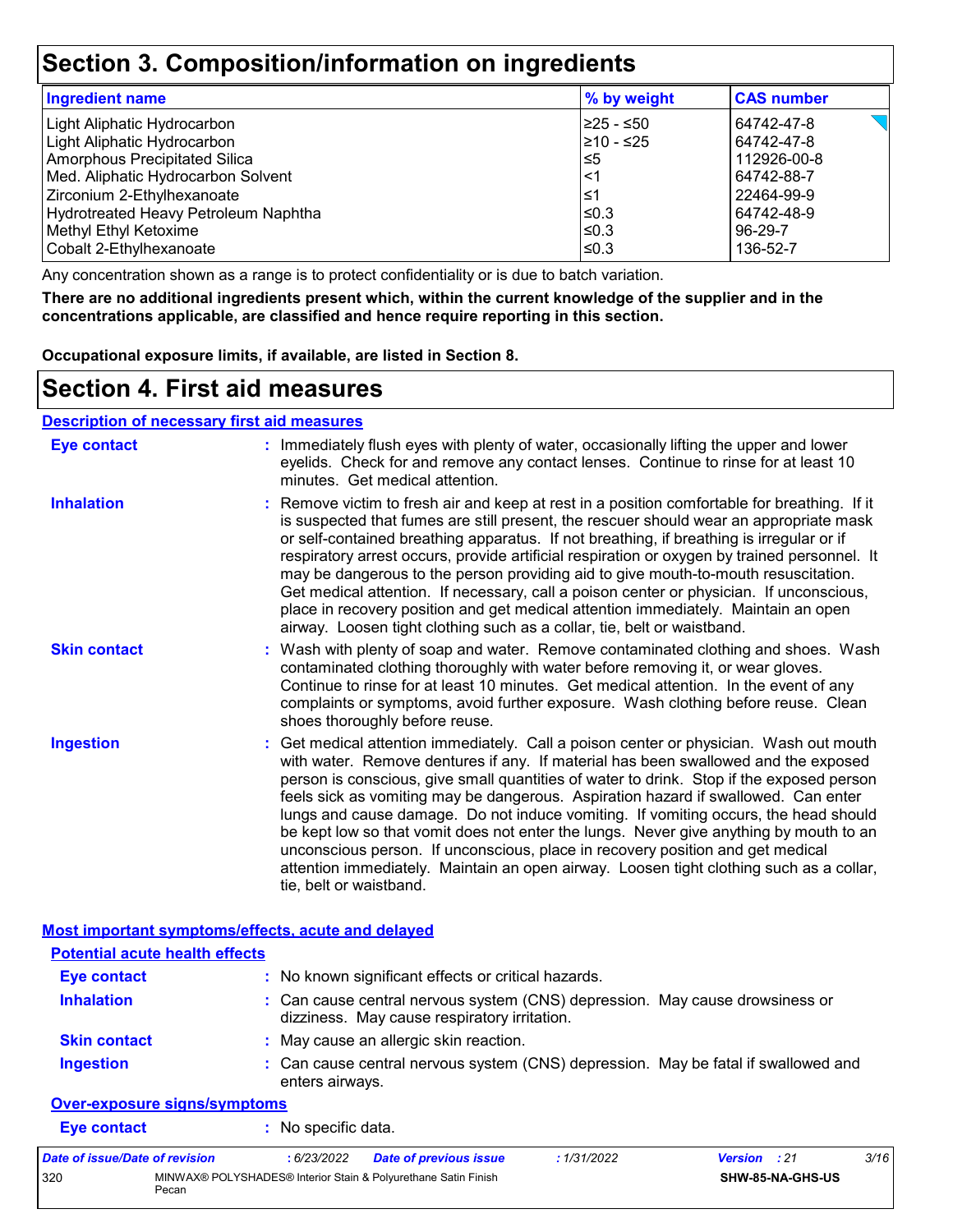# Section 3. Composition/information on ingredients

| Ingredient name | % by weight | CAS number |
|---|---|---|
| Light Aliphatic Hydrocarbon | ≥25 - ≤50 | 64742-47-8 |
| Light Aliphatic Hydrocarbon | ≥10 - ≤25 | 64742-47-8 |
| Amorphous Precipitated Silica | ≤5 | 112926-00-8 |
| Med. Aliphatic Hydrocarbon Solvent | <1 | 64742-88-7 |
| Zirconium 2-Ethylhexanoate | ≤1 | 22464-99-9 |
| Hydrotreated Heavy Petroleum Naphtha | ≤0.3 | 64742-48-9 |
| Methyl Ethyl Ketoxime | ≤0.3 | 96-29-7 |
| Cobalt 2-Ethylhexanoate | ≤0.3 | 136-52-7 |

Any concentration shown as a range is to protect confidentiality or is due to batch variation.

**There are no additional ingredients present which, within the current knowledge of the supplier and in the concentrations applicable, are classified and hence require reporting in this section.**

**Occupational exposure limits, if available, are listed in Section 8.**

# Section 4. First aid measures

## Description of necessary first aid measures

**Eye contact** : Immediately flush eyes with plenty of water, occasionally lifting the upper and lower eyelids. Check for and remove any contact lenses. Continue to rinse for at least 10 minutes. Get medical attention.

**Inhalation** : Remove victim to fresh air and keep at rest in a position comfortable for breathing. If it is suspected that fumes are still present, the rescuer should wear an appropriate mask or self-contained breathing apparatus. If not breathing, if breathing is irregular or if respiratory arrest occurs, provide artificial respiration or oxygen by trained personnel. It may be dangerous to the person providing aid to give mouth-to-mouth resuscitation. Get medical attention. If necessary, call a poison center or physician. If unconscious, place in recovery position and get medical attention immediately. Maintain an open airway. Loosen tight clothing such as a collar, tie, belt or waistband.

**Skin contact** : Wash with plenty of soap and water. Remove contaminated clothing and shoes. Wash contaminated clothing thoroughly with water before removing it, or wear gloves. Continue to rinse for at least 10 minutes. Get medical attention. In the event of any complaints or symptoms, avoid further exposure. Wash clothing before reuse. Clean shoes thoroughly before reuse.

**Ingestion** : Get medical attention immediately. Call a poison center or physician. Wash out mouth with water. Remove dentures if any. If material has been swallowed and the exposed person is conscious, give small quantities of water to drink. Stop if the exposed person feels sick as vomiting may be dangerous. Aspiration hazard if swallowed. Can enter lungs and cause damage. Do not induce vomiting. If vomiting occurs, the head should be kept low so that vomit does not enter the lungs. Never give anything by mouth to an unconscious person. If unconscious, place in recovery position and get medical attention immediately. Maintain an open airway. Loosen tight clothing such as a collar, tie, belt or waistband.

## Most important symptoms/effects, acute and delayed

### Potential acute health effects

**Eye contact** : No known significant effects or critical hazards.

**Inhalation** : Can cause central nervous system (CNS) depression. May cause drowsiness or dizziness. May cause respiratory irritation.

**Skin contact** : May cause an allergic skin reaction.

**Ingestion** : Can cause central nervous system (CNS) depression. May be fatal if swallowed and enters airways.

### Over-exposure signs/symptoms

**Eye contact** : No specific data.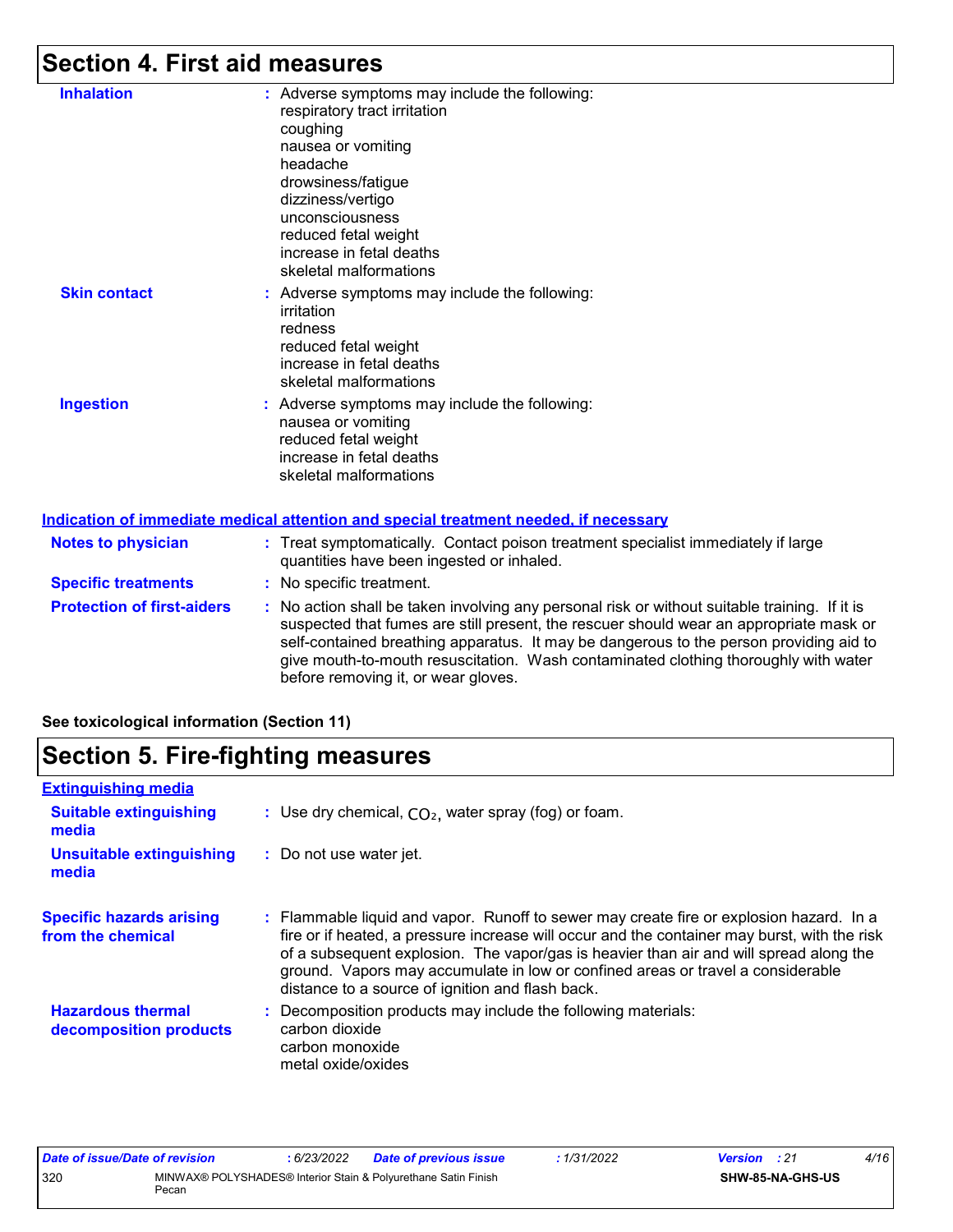## Section 4. First aid measures

**Inhalation** : Adverse symptoms may include the following:
respiratory tract irritation
coughing
nausea or vomiting
headache
drowsiness/fatigue
dizziness/vertigo
unconsciousness
reduced fetal weight
increase in fetal deaths
skeletal malformations

**Skin contact** : Adverse symptoms may include the following:
irritation
redness
reduced fetal weight
increase in fetal deaths
skeletal malformations

**Ingestion** : Adverse symptoms may include the following:
nausea or vomiting
reduced fetal weight
increase in fetal deaths
skeletal malformations

### Indication of immediate medical attention and special treatment needed, if necessary

**Notes to physician** : Treat symptomatically. Contact poison treatment specialist immediately if large quantities have been ingested or inhaled.

**Specific treatments** : No specific treatment.

**Protection of first-aiders** : No action shall be taken involving any personal risk or without suitable training. If it is suspected that fumes are still present, the rescuer should wear an appropriate mask or self-contained breathing apparatus. It may be dangerous to the person providing aid to give mouth-to-mouth resuscitation. Wash contaminated clothing thoroughly with water before removing it, or wear gloves.

**See toxicological information (Section 11)**

## Section 5. Fire-fighting measures

### Extinguishing media

**Suitable extinguishing media** : Use dry chemical, $CO_2$, water spray (fog) or foam.

**Unsuitable extinguishing media** : Do not use water jet.

**Specific hazards arising from the chemical** : Flammable liquid and vapor. Runoff to sewer may create fire or explosion hazard. In a fire or if heated, a pressure increase will occur and the container may burst, with the risk of a subsequent explosion. The vapor/gas is heavier than air and will spread along the ground. Vapors may accumulate in low or confined areas or travel a considerable distance to a source of ignition and flash back.

**Hazardous thermal decomposition products** : Decomposition products may include the following materials:
carbon dioxide
carbon monoxide
metal oxide/oxides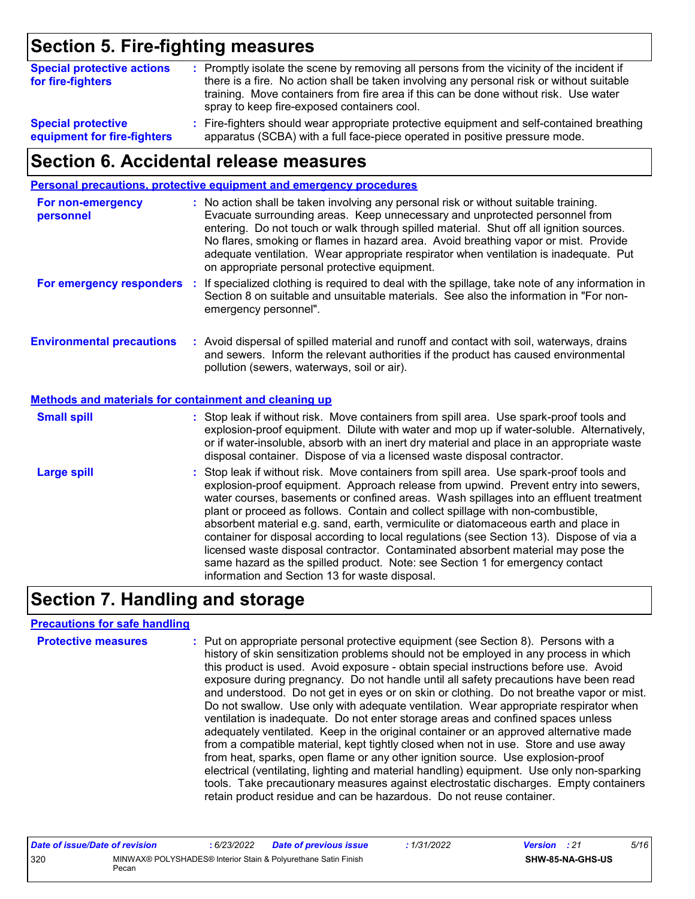## Section 5. Fire-fighting measures

**Special protective actions for fire-fighters** : Promptly isolate the scene by removing all persons from the vicinity of the incident if there is a fire. No action shall be taken involving any personal risk or without suitable training. Move containers from fire area if this can be done without risk. Use water spray to keep fire-exposed containers cool.

**Special protective equipment for fire-fighters** : Fire-fighters should wear appropriate protective equipment and self-contained breathing apparatus (SCBA) with a full face-piece operated in positive pressure mode.

## Section 6. Accidental release measures

### Personal precautions, protective equipment and emergency procedures

**For non-emergency personnel** : No action shall be taken involving any personal risk or without suitable training. Evacuate surrounding areas. Keep unnecessary and unprotected personnel from entering. Do not touch or walk through spilled material. Shut off all ignition sources. No flares, smoking or flames in hazard area. Avoid breathing vapor or mist. Provide adequate ventilation. Wear appropriate respirator when ventilation is inadequate. Put on appropriate personal protective equipment.

**For emergency responders** : If specialized clothing is required to deal with the spillage, take note of any information in Section 8 on suitable and unsuitable materials. See also the information in "For non-emergency personnel".

**Environmental precautions** : Avoid dispersal of spilled material and runoff and contact with soil, waterways, drains and sewers. Inform the relevant authorities if the product has caused environmental pollution (sewers, waterways, soil or air).

### Methods and materials for containment and cleaning up

**Small spill** : Stop leak if without risk. Move containers from spill area. Use spark-proof tools and explosion-proof equipment. Dilute with water and mop up if water-soluble. Alternatively, or if water-insoluble, absorb with an inert dry material and place in an appropriate waste disposal container. Dispose of via a licensed waste disposal contractor.

**Large spill** : Stop leak if without risk. Move containers from spill area. Use spark-proof tools and explosion-proof equipment. Approach release from upwind. Prevent entry into sewers, water courses, basements or confined areas. Wash spillages into an effluent treatment plant or proceed as follows. Contain and collect spillage with non-combustible, absorbent material e.g. sand, earth, vermiculite or diatomaceous earth and place in container for disposal according to local regulations (see Section 13). Dispose of via a licensed waste disposal contractor. Contaminated absorbent material may pose the same hazard as the spilled product. Note: see Section 1 for emergency contact information and Section 13 for waste disposal.

## Section 7. Handling and storage

### Precautions for safe handling

**Protective measures** : Put on appropriate personal protective equipment (see Section 8). Persons with a history of skin sensitization problems should not be employed in any process in which this product is used. Avoid exposure - obtain special instructions before use. Avoid exposure during pregnancy. Do not handle until all safety precautions have been read and understood. Do not get in eyes or on skin or clothing. Do not breathe vapor or mist. Do not swallow. Use only with adequate ventilation. Wear appropriate respirator when ventilation is inadequate. Do not enter storage areas and confined spaces unless adequately ventilated. Keep in the original container or an approved alternative made from a compatible material, kept tightly closed when not in use. Store and use away from heat, sparks, open flame or any other ignition source. Use explosion-proof electrical (ventilating, lighting and material handling) equipment. Use only non-sparking tools. Take precautionary measures against electrostatic discharges. Empty containers retain product residue and can be hazardous. Do not reuse container.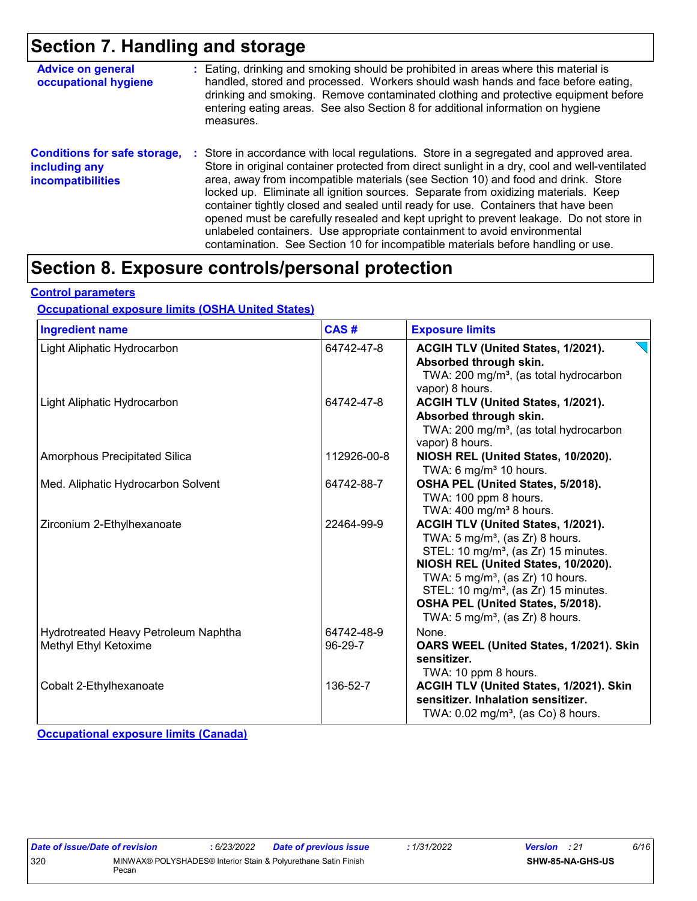# Section 7. Handling and storage

**Advice on general occupational hygiene** : Eating, drinking and smoking should be prohibited in areas where this material is handled, stored and processed. Workers should wash hands and face before eating, drinking and smoking. Remove contaminated clothing and protective equipment before entering eating areas. See also Section 8 for additional information on hygiene measures.

**Conditions for safe storage, including any incompatibilities** : Store in accordance with local regulations. Store in a segregated and approved area. Store in original container protected from direct sunlight in a dry, cool and well-ventilated area, away from incompatible materials (see Section 10) and food and drink. Store locked up. Eliminate all ignition sources. Separate from oxidizing materials. Keep container tightly closed and sealed until ready for use. Containers that have been opened must be carefully resealed and kept upright to prevent leakage. Do not store in unlabeled containers. Use appropriate containment to avoid environmental contamination. See Section 10 for incompatible materials before handling or use.

# Section 8. Exposure controls/personal protection

## Control parameters

### Occupational exposure limits (OSHA United States)

| Ingredient name | CAS # | Exposure limits |
|---|---|---|
| Light Aliphatic Hydrocarbon | 64742-47-8 | **ACGIH TLV (United States, 1/2021). Absorbed through skin.**<br>TWA: 200 mg/m³, (as total hydrocarbon vapor) 8 hours. |
| Light Aliphatic Hydrocarbon | 64742-47-8 | **ACGIH TLV (United States, 1/2021). Absorbed through skin.**<br>TWA: 200 mg/m³, (as total hydrocarbon vapor) 8 hours. |
| Amorphous Precipitated Silica | 112926-00-8 | **NIOSH REL (United States, 10/2020).**<br>TWA: 6 mg/m³ 10 hours. |
| Med. Aliphatic Hydrocarbon Solvent | 64742-88-7 | **OSHA PEL (United States, 5/2018).**<br>TWA: 100 ppm 8 hours.<br>TWA: 400 mg/m³ 8 hours. |
| Zirconium 2-Ethylhexanoate | 22464-99-9 | **ACGIH TLV (United States, 1/2021).**<br>TWA: 5 mg/m³, (as Zr) 8 hours.<br>STEL: 10 mg/m³, (as Zr) 15 minutes.<br>**NIOSH REL (United States, 10/2020).**<br>TWA: 5 mg/m³, (as Zr) 10 hours.<br>STEL: 10 mg/m³, (as Zr) 15 minutes.<br>**OSHA PEL (United States, 5/2018).**<br>TWA: 5 mg/m³, (as Zr) 8 hours. |
| Hydrotreated Heavy Petroleum Naphtha | 64742-48-9 | None. |
| Methyl Ethyl Ketoxime | 96-29-7 | **OARS WEEL (United States, 1/2021). Skin sensitizer.**<br>TWA: 10 ppm 8 hours. |
| Cobalt 2-Ethylhexanoate | 136-52-7 | **ACGIH TLV (United States, 1/2021). Skin sensitizer. Inhalation sensitizer.**<br>TWA: 0.02 mg/m³, (as Co) 8 hours. |

### Occupational exposure limits (Canada)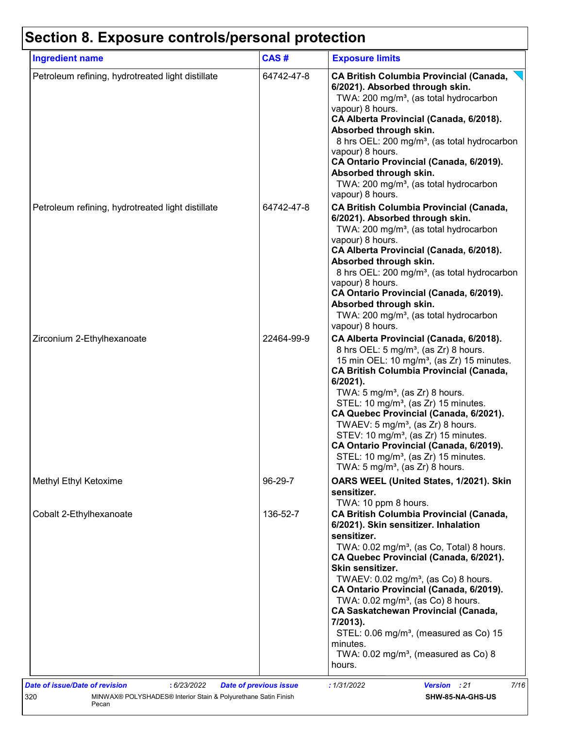# Section 8. Exposure controls/personal protection

| Ingredient name | CAS # | Exposure limits |
|---|---|---|
| Petroleum refining, hydrotreated light distillate | 64742-47-8 | **CA British Columbia Provincial (Canada, 6/2021). Absorbed through skin.**<br>TWA: 200 mg/m³, (as total hydrocarbon vapour) 8 hours.<br>**CA Alberta Provincial (Canada, 6/2018). Absorbed through skin.**<br>8 hrs OEL: 200 mg/m³, (as total hydrocarbon vapour) 8 hours.<br>**CA Ontario Provincial (Canada, 6/2019). Absorbed through skin.**<br>TWA: 200 mg/m³, (as total hydrocarbon vapour) 8 hours. |
| Petroleum refining, hydrotreated light distillate | 64742-47-8 | **CA British Columbia Provincial (Canada, 6/2021). Absorbed through skin.**<br>TWA: 200 mg/m³, (as total hydrocarbon vapour) 8 hours.<br>**CA Alberta Provincial (Canada, 6/2018). Absorbed through skin.**<br>8 hrs OEL: 200 mg/m³, (as total hydrocarbon vapour) 8 hours.<br>**CA Ontario Provincial (Canada, 6/2019). Absorbed through skin.**<br>TWA: 200 mg/m³, (as total hydrocarbon vapour) 8 hours. |
| Zirconium 2-Ethylhexanoate | 22464-99-9 | **CA Alberta Provincial (Canada, 6/2018).**<br>8 hrs OEL: 5 mg/m³, (as Zr) 8 hours.<br>15 min OEL: 10 mg/m³, (as Zr) 15 minutes.<br>**CA British Columbia Provincial (Canada, 6/2021).**<br>TWA: 5 mg/m³, (as Zr) 8 hours.<br>STEL: 10 mg/m³, (as Zr) 15 minutes.<br>**CA Quebec Provincial (Canada, 6/2021).**<br>TWAEV: 5 mg/m³, (as Zr) 8 hours.<br>STEV: 10 mg/m³, (as Zr) 15 minutes.<br>**CA Ontario Provincial (Canada, 6/2019).**<br>STEL: 10 mg/m³, (as Zr) 15 minutes.<br>TWA: 5 mg/m³, (as Zr) 8 hours. |
| Methyl Ethyl Ketoxime | 96-29-7 | **OARS WEEL (United States, 1/2021). Skin sensitizer.**<br>TWA: 10 ppm 8 hours. |
| Cobalt 2-Ethylhexanoate | 136-52-7 | **CA British Columbia Provincial (Canada, 6/2021). Skin sensitizer. Inhalation sensitizer.**<br>TWA: 0.02 mg/m³, (as Co, Total) 8 hours.<br>**CA Quebec Provincial (Canada, 6/2021). Skin sensitizer.**<br>TWAEV: 0.02 mg/m³, (as Co) 8 hours.<br>**CA Ontario Provincial (Canada, 6/2019).**<br>TWA: 0.02 mg/m³, (as Co) 8 hours.<br>**CA Saskatchewan Provincial (Canada, 7/2013).**<br>STEL: 0.06 mg/m³, (measured as Co) 15 minutes.<br>TWA: 0.02 mg/m³, (measured as Co) 8 hours. |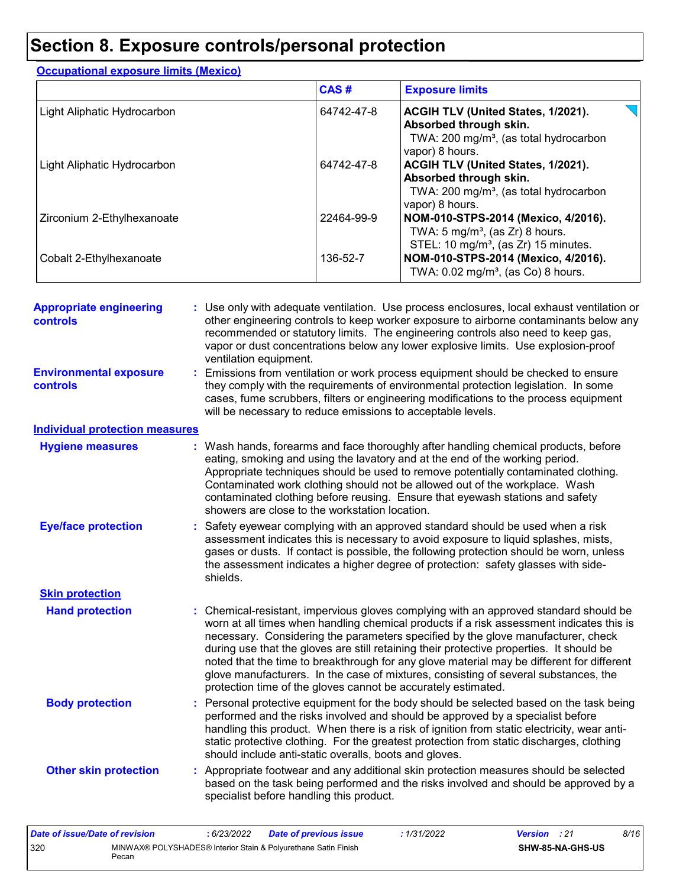# Section 8. Exposure controls/personal protection

**Occupational exposure limits (Mexico)**

| | CAS # | Exposure limits |
|---|---|---|
| Light Aliphatic Hydrocarbon | 64742-47-8 | **ACGIH TLV (United States, 1/2021). Absorbed through skin.** TWA: 200 mg/m³, (as total hydrocarbon vapor) 8 hours. |
| Light Aliphatic Hydrocarbon | 64742-47-8 | **ACGIH TLV (United States, 1/2021). Absorbed through skin.** TWA: 200 mg/m³, (as total hydrocarbon vapor) 8 hours. |
| Zirconium 2-Ethylhexanoate | 22464-99-9 | **NOM-010-STPS-2014 (Mexico, 4/2016).** TWA: 5 mg/m³, (as Zr) 8 hours. STEL: 10 mg/m³, (as Zr) 15 minutes. |
| Cobalt 2-Ethylhexanoate | 136-52-7 | **NOM-010-STPS-2014 (Mexico, 4/2016).** TWA: 0.02 mg/m³, (as Co) 8 hours. |

**Appropriate engineering controls** : Use only with adequate ventilation. Use process enclosures, local exhaust ventilation or other engineering controls to keep worker exposure to airborne contaminants below any recommended or statutory limits. The engineering controls also need to keep gas, vapor or dust concentrations below any lower explosive limits. Use explosion-proof ventilation equipment.

**Environmental exposure controls** : Emissions from ventilation or work process equipment should be checked to ensure they comply with the requirements of environmental protection legislation. In some cases, fume scrubbers, filters or engineering modifications to the process equipment will be necessary to reduce emissions to acceptable levels.

**Individual protection measures**

**Hygiene measures** : Wash hands, forearms and face thoroughly after handling chemical products, before eating, smoking and using the lavatory and at the end of the working period. Appropriate techniques should be used to remove potentially contaminated clothing. Contaminated work clothing should not be allowed out of the workplace. Wash contaminated clothing before reusing. Ensure that eyewash stations and safety showers are close to the workstation location.

**Eye/face protection** : Safety eyewear complying with an approved standard should be used when a risk assessment indicates this is necessary to avoid exposure to liquid splashes, mists, gases or dusts. If contact is possible, the following protection should be worn, unless the assessment indicates a higher degree of protection: safety glasses with side-shields.

**Skin protection**

**Hand protection** : Chemical-resistant, impervious gloves complying with an approved standard should be worn at all times when handling chemical products if a risk assessment indicates this is necessary. Considering the parameters specified by the glove manufacturer, check during use that the gloves are still retaining their protective properties. It should be noted that the time to breakthrough for any glove material may be different for different glove manufacturers. In the case of mixtures, consisting of several substances, the protection time of the gloves cannot be accurately estimated.

**Body protection** : Personal protective equipment for the body should be selected based on the task being performed and the risks involved and should be approved by a specialist before handling this product. When there is a risk of ignition from static electricity, wear anti-static protective clothing. For the greatest protection from static discharges, clothing should include anti-static overalls, boots and gloves.

**Other skin protection** : Appropriate footwear and any additional skin protection measures should be selected based on the task being performed and the risks involved and should be approved by a specialist before handling this product.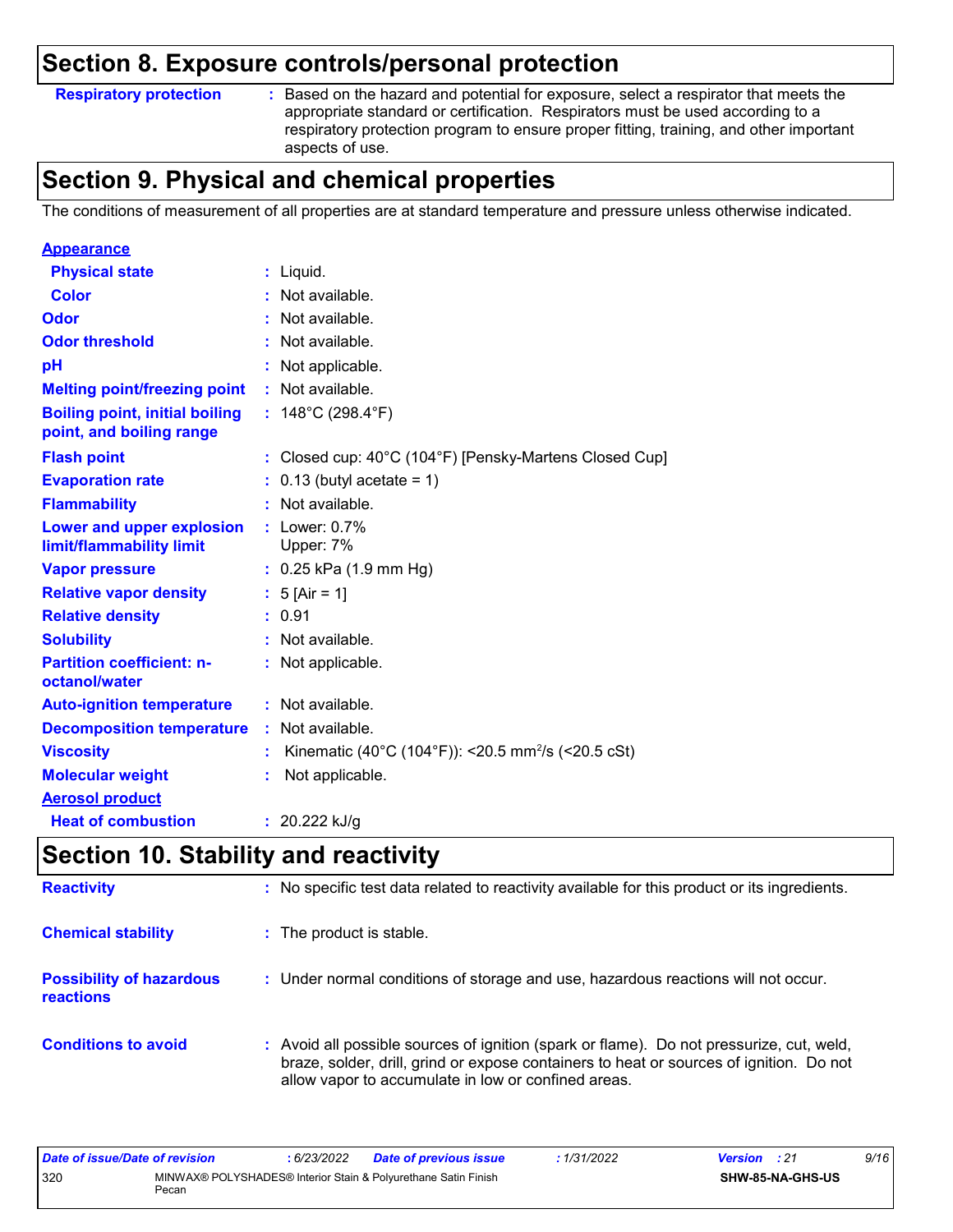## Section 8. Exposure controls/personal protection

| | |
|---|---|
| **Respiratory protection** | : Based on the hazard and potential for exposure, select a respirator that meets the appropriate standard or certification. Respirators must be used according to a respiratory protection program to ensure proper fitting, training, and other important aspects of use. |

## Section 9. Physical and chemical properties

The conditions of measurement of all properties are at standard temperature and pressure unless otherwise indicated.

| | |
|---|---|
| **Appearance** | |
| **Physical state** | : Liquid. |
| **Color** | : Not available. |
| **Odor** | : Not available. |
| **Odor threshold** | : Not available. |
| **pH** | : Not applicable. |
| **Melting point/freezing point** | : Not available. |
| **Boiling point, initial boiling point, and boiling range** | : 148°C (298.4°F) |
| **Flash point** | : Closed cup: 40°C (104°F) [Pensky-Martens Closed Cup] |
| **Evaporation rate** | : 0.13 (butyl acetate = 1) |
| **Flammability** | : Not available. |
| **Lower and upper explosion limit/flammability limit** | : Lower: 0.7% Upper: 7% |
| **Vapor pressure** | : 0.25 kPa (1.9 mm Hg) |
| **Relative vapor density** | : 5 [Air = 1] |
| **Relative density** | : 0.91 |
| **Solubility** | : Not available. |
| **Partition coefficient: n-octanol/water** | : Not applicable. |
| **Auto-ignition temperature** | : Not available. |
| **Decomposition temperature** | : Not available. |
| **Viscosity** | : Kinematic (40°C (104°F)): <20.5 $mm^2$/s (<20.5 cSt) |
| **Molecular weight** | : Not applicable. |
| **Aerosol product** | |
| **Heat of combustion** | : 20.222 kJ/g |

## Section 10. Stability and reactivity

| | |
|---|---|
| **Reactivity** | : No specific test data related to reactivity available for this product or its ingredients. |
| **Chemical stability** | : The product is stable. |
| **Possibility of hazardous reactions** | : Under normal conditions of storage and use, hazardous reactions will not occur. |
| **Conditions to avoid** | : Avoid all possible sources of ignition (spark or flame). Do not pressurize, cut, weld, braze, solder, drill, grind or expose containers to heat or sources of ignition. Do not allow vapor to accumulate in low or confined areas. |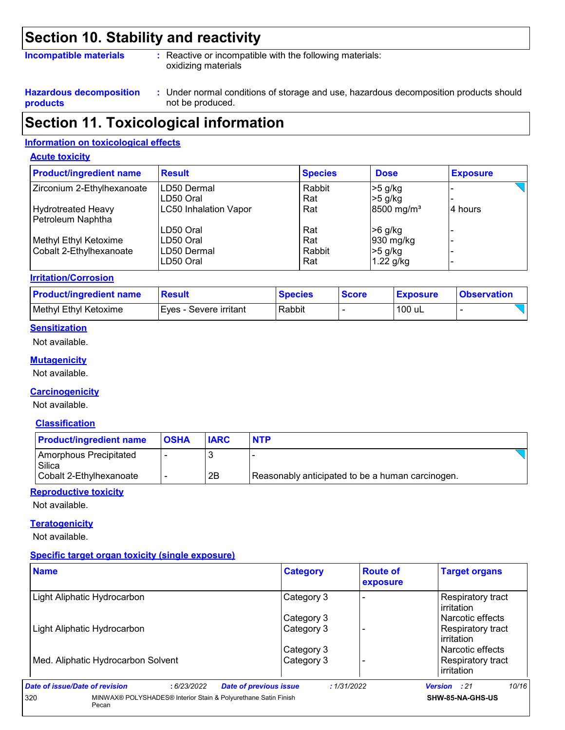# Section 10. Stability and reactivity

**Incompatible materials** : Reactive or incompatible with the following materials: oxidizing materials

**Hazardous decomposition products** : Under normal conditions of storage and use, hazardous decomposition products should not be produced.

# Section 11. Toxicological information

## Information on toxicological effects

### Acute toxicity

| Product/ingredient name | Result | Species | Dose | Exposure |
|---|---|---|---|---|
| Zirconium 2-Ethylhexanoate | LD50 Dermal | Rabbit | >5 g/kg | - |
| | LD50 Oral | Rat | >5 g/kg | - |
| Hydrotreated Heavy Petroleum Naphtha | LC50 Inhalation Vapor | Rat | 8500 mg/m³ | 4 hours |
| | LD50 Oral | Rat | >6 g/kg | - |
| Methyl Ethyl Ketoxime | LD50 Oral | Rat | 930 mg/kg | - |
| Cobalt 2-Ethylhexanoate | LD50 Dermal | Rabbit | >5 g/kg | - |
| | LD50 Oral | Rat | 1.22 g/kg | - |

### Irritation/Corrosion

| Product/ingredient name | Result | Species | Score | Exposure | Observation |
|---|---|---|---|---|---|
| Methyl Ethyl Ketoxime | Eyes - Severe irritant | Rabbit | - | 100 uL | - |

### Sensitization

Not available.

### Mutagenicity

Not available.

### Carcinogenicity

Not available.

### Classification

| Product/ingredient name | OSHA | IARC | NTP |
|---|---|---|---|
| Amorphous Precipitated Silica | - | 3 | - |
| Cobalt 2-Ethylhexanoate | - | 2B | Reasonably anticipated to be a human carcinogen. |

### Reproductive toxicity

Not available.

### Teratogenicity

Not available.

### Specific target organ toxicity (single exposure)

| Name | Category | Route of exposure | Target organs |
|---|---|---|---|
| Light Aliphatic Hydrocarbon | Category 3 | - | Respiratory tract irritation |
| | Category 3 | | Narcotic effects |
| Light Aliphatic Hydrocarbon | Category 3 | - | Respiratory tract irritation |
| | Category 3 | | Narcotic effects |
| Med. Aliphatic Hydrocarbon Solvent | Category 3 | - | Respiratory tract irritation |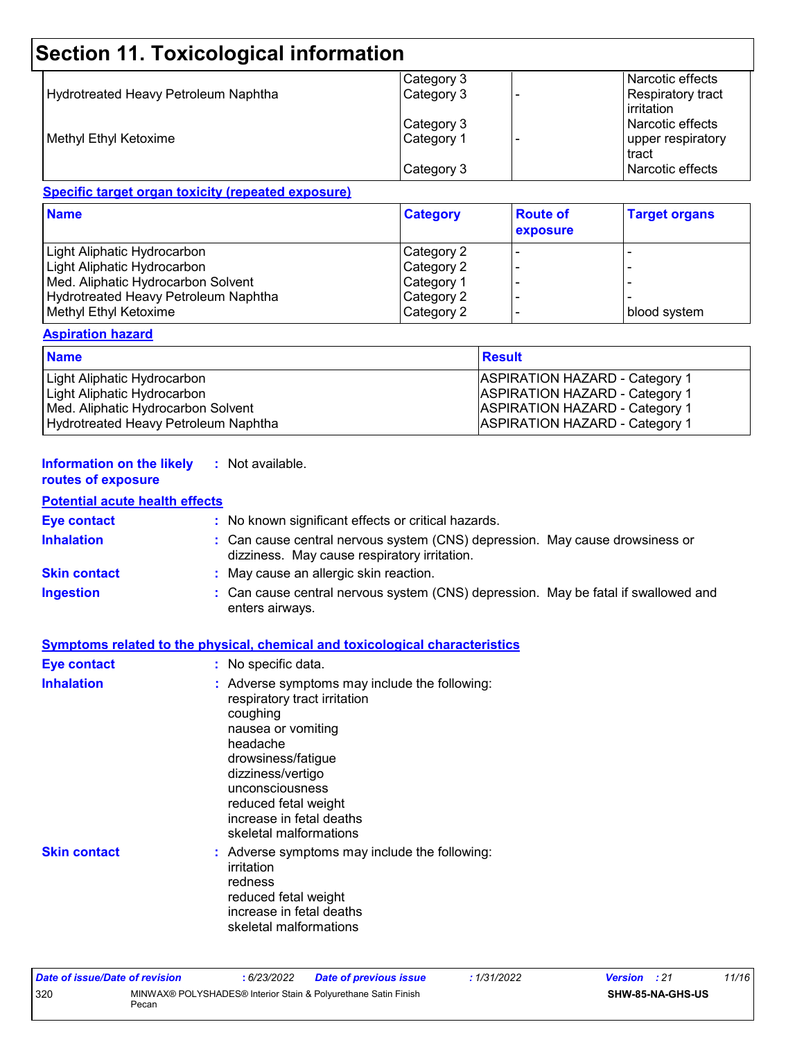# Section 11. Toxicological information

| | | | |
|---|---|---|---|
| | Category 3 | | Narcotic effects |
| Hydrotreated Heavy Petroleum Naphtha | Category 3 | - | Respiratory tract irritation |
| | Category 3 | | Narcotic effects |
| Methyl Ethyl Ketoxime | Category 1 | - | upper respiratory tract |
| | Category 3 | | Narcotic effects |

**Specific target organ toxicity (repeated exposure)**

| Name | Category | Route of exposure | Target organs |
|---|---|---|---|
| Light Aliphatic Hydrocarbon | Category 2 | - | - |
| Light Aliphatic Hydrocarbon | Category 2 | - | - |
| Med. Aliphatic Hydrocarbon Solvent | Category 1 | - | - |
| Hydrotreated Heavy Petroleum Naphtha | Category 2 | - | - |
| Methyl Ethyl Ketoxime | Category 2 | - | blood system |

**Aspiration hazard**

| Name | Result |
|---|---|
| Light Aliphatic Hydrocarbon | ASPIRATION HAZARD - Category 1 |
| Light Aliphatic Hydrocarbon | ASPIRATION HAZARD - Category 1 |
| Med. Aliphatic Hydrocarbon Solvent | ASPIRATION HAZARD - Category 1 |
| Hydrotreated Heavy Petroleum Naphtha | ASPIRATION HAZARD - Category 1 |

**Information on the likely routes of exposure** : Not available.

**Potential acute health effects**

**Eye contact** : No known significant effects or critical hazards.

**Inhalation** : Can cause central nervous system (CNS) depression. May cause drowsiness or dizziness. May cause respiratory irritation.

**Skin contact** : May cause an allergic skin reaction.

**Ingestion** : Can cause central nervous system (CNS) depression. May be fatal if swallowed and enters airways.

**Symptoms related to the physical, chemical and toxicological characteristics**

**Eye contact** : No specific data.

**Inhalation** : Adverse symptoms may include the following:
respiratory tract irritation
coughing
nausea or vomiting
headache
drowsiness/fatigue
dizziness/vertigo
unconsciousness
reduced fetal weight
increase in fetal deaths
skeletal malformations

**Skin contact** : Adverse symptoms may include the following:
irritation
redness
reduced fetal weight
increase in fetal deaths
skeletal malformations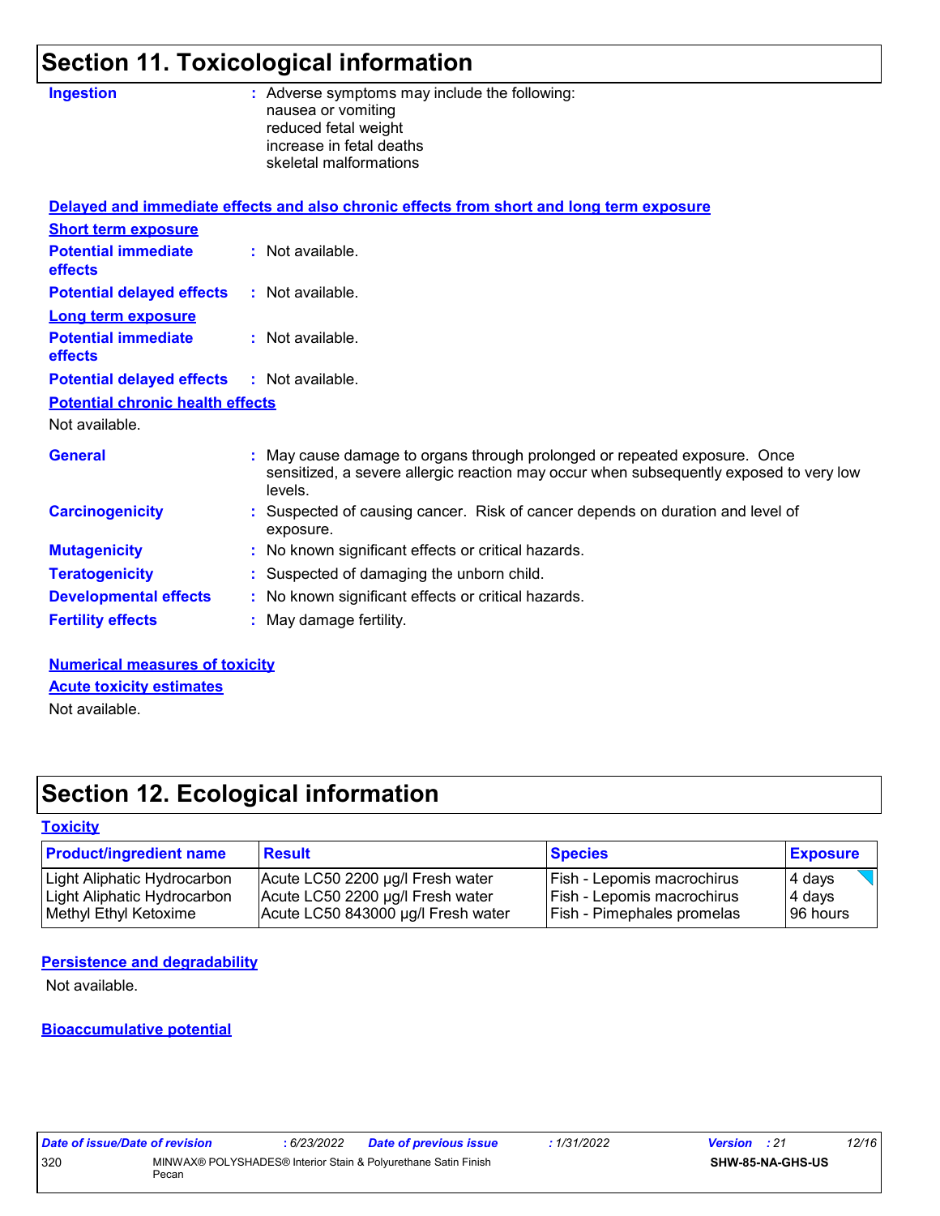## Section 11. Toxicological information

**Ingestion** : Adverse symptoms may include the following:
nausea or vomiting
reduced fetal weight
increase in fetal deaths
skeletal malformations

**Delayed and immediate effects and also chronic effects from short and long term exposure**

**Short term exposure**

**Potential immediate effects** : Not available.

**Potential delayed effects** : Not available.

**Long term exposure**

**Potential immediate effects** : Not available.

**Potential delayed effects** : Not available.

**Potential chronic health effects**

Not available.

**General** : May cause damage to organs through prolonged or repeated exposure. Once sensitized, a severe allergic reaction may occur when subsequently exposed to very low levels.

**Carcinogenicity** : Suspected of causing cancer. Risk of cancer depends on duration and level of exposure.

**Mutagenicity** : No known significant effects or critical hazards.

**Teratogenicity** : Suspected of damaging the unborn child.

**Developmental effects** : No known significant effects or critical hazards.

**Fertility effects** : May damage fertility.

**Numerical measures of toxicity**

**Acute toxicity estimates**

Not available.

## Section 12. Ecological information

**Toxicity**

| Product/ingredient name | Result | Species | Exposure |
|---|---|---|---|
| Light Aliphatic Hydrocarbon | Acute LC50 2200 µg/l Fresh water | Fish - Lepomis macrochirus | 4 days |
| Light Aliphatic Hydrocarbon | Acute LC50 2200 µg/l Fresh water | Fish - Lepomis macrochirus | 4 days |
| Methyl Ethyl Ketoxime | Acute LC50 843000 µg/l Fresh water | Fish - Pimephales promelas | 96 hours |

**Persistence and degradability**

Not available.

**Bioaccumulative potential**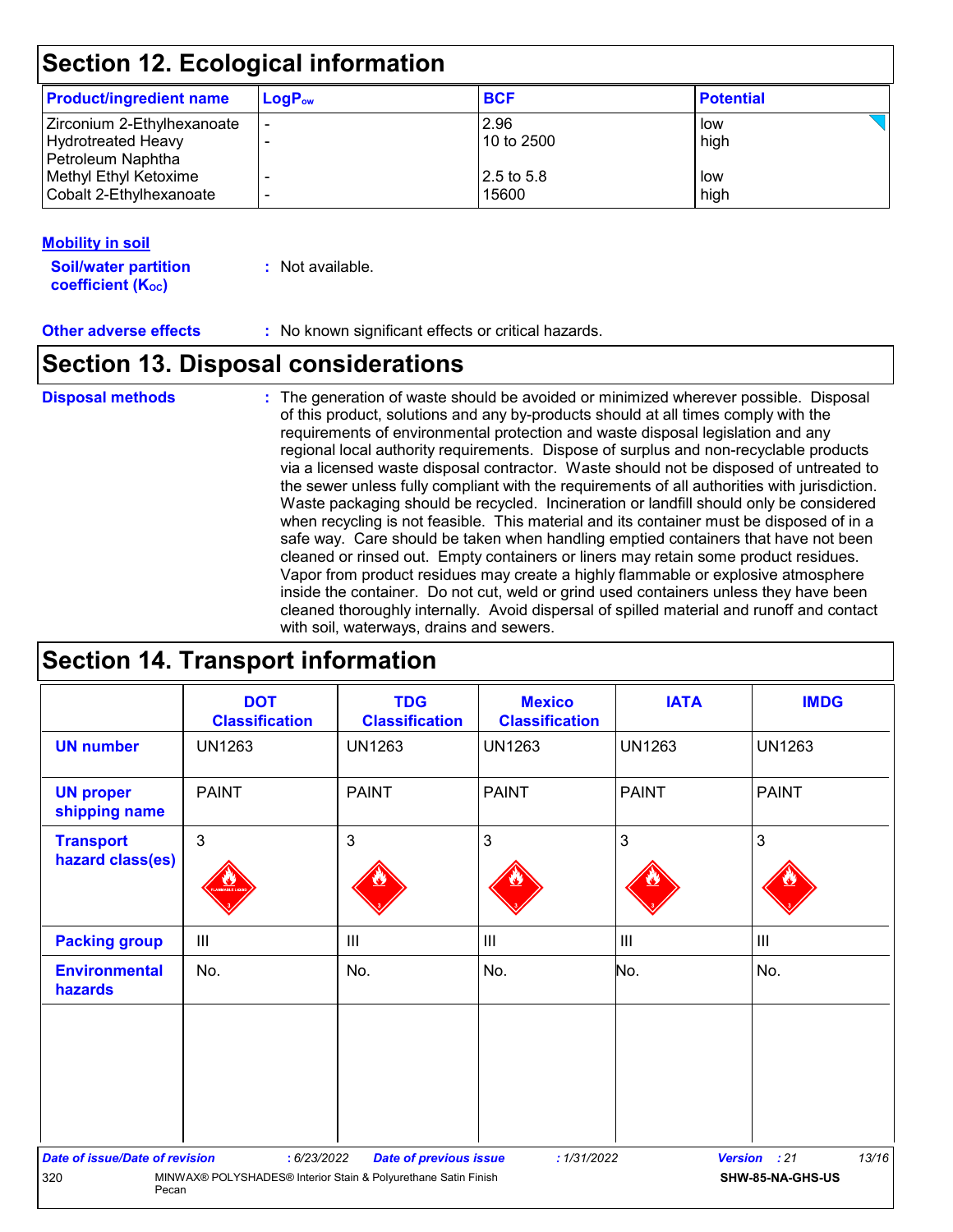## Section 12. Ecological information

| Product/ingredient name | $LogP_{ow}$ | BCF | Potential |
|---|---|---|---|
| Zirconium 2-Ethylhexanoate | - | 2.96 | low |
| Hydrotreated Heavy Petroleum Naphtha | - | 10 to 2500 | high |
| Methyl Ethyl Ketoxime | - | 2.5 to 5.8 | low |
| Cobalt 2-Ethylhexanoate | - | 15600 | high |

**Mobility in soil**

**Soil/water partition coefficient ($K_{OC}$)** : Not available.

**Other adverse effects** : No known significant effects or critical hazards.

## Section 13. Disposal considerations

**Disposal methods** : The generation of waste should be avoided or minimized wherever possible. Disposal of this product, solutions and any by-products should at all times comply with the requirements of environmental protection and waste disposal legislation and any regional local authority requirements. Dispose of surplus and non-recyclable products via a licensed waste disposal contractor. Waste should not be disposed of untreated to the sewer unless fully compliant with the requirements of all authorities with jurisdiction. Waste packaging should be recycled. Incineration or landfill should only be considered when recycling is not feasible. This material and its container must be disposed of in a safe way. Care should be taken when handling emptied containers that have not been cleaned or rinsed out. Empty containers or liners may retain some product residues. Vapor from product residues may create a highly flammable or explosive atmosphere inside the container. Do not cut, weld or grind used containers unless they have been cleaned thoroughly internally. Avoid dispersal of spilled material and runoff and contact with soil, waterways, drains and sewers.

## Section 14. Transport information

| | DOT Classification | TDG Classification | Mexico Classification | IATA | IMDG |
|---|---|---|---|---|---|
| UN number | UN1263 | UN1263 | UN1263 | UN1263 | UN1263 |
| UN proper shipping name | PAINT | PAINT | PAINT | PAINT | PAINT |
| Transport hazard class(es) | 3 | 3 | 3 | 3 | 3 |
| Packing group | III | III | III | III | III |
| Environmental hazards | No. | No. | No. | No. | No. |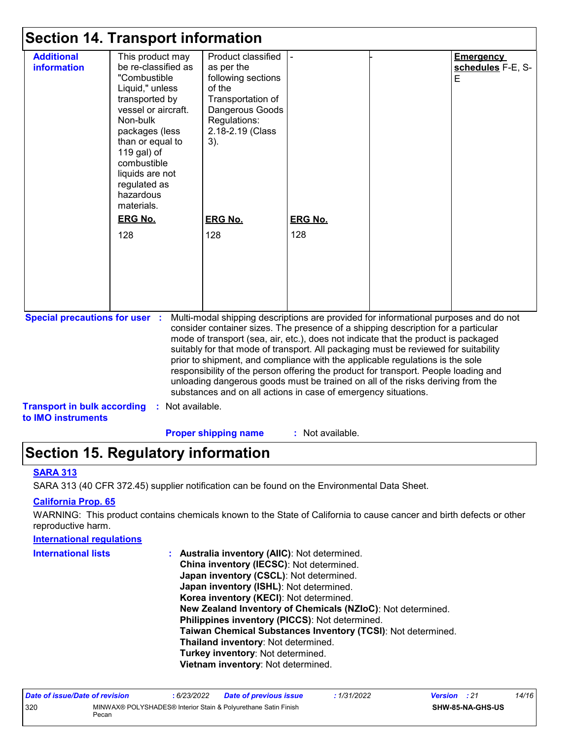## Section 14. Transport information

| Additional information | This product may be re-classified as "Combustible Liquid," unless transported by vessel or aircraft. Non-bulk packages (less than or equal to 119 gal) of combustible liquids are not regulated as hazardous materials.<br><br>**ERG No.**<br>128 | Product classified as per the following sections of the Transportation of Dangerous Goods Regulations: 2.18-2.19 (Class 3).<br><br>**ERG No.**<br>128 | -<br><br>**ERG No.**<br>128 | - | **Emergency schedules** F-E, S-E |
|---|---|---|---|---|---|

**Special precautions for user** : Multi-modal shipping descriptions are provided for informational purposes and do not consider container sizes. The presence of a shipping description for a particular mode of transport (sea, air, etc.), does not indicate that the product is packaged suitably for that mode of transport. All packaging must be reviewed for suitability prior to shipment, and compliance with the applicable regulations is the sole responsibility of the person offering the product for transport. People loading and unloading dangerous goods must be trained on all of the risks deriving from the substances and on all actions in case of emergency situations.

**Transport in bulk according to IMO instruments** : Not available.

**Proper shipping name** : Not available.

## Section 15. Regulatory information

**SARA 313**

SARA 313 (40 CFR 372.45) supplier notification can be found on the Environmental Data Sheet.

**California Prop. 65**

WARNING: This product contains chemicals known to the State of California to cause cancer and birth defects or other reproductive harm.

**International regulations**

**International lists** :
- **Australia inventory (AIIC)**: Not determined.
- **China inventory (IECSC)**: Not determined.
- **Japan inventory (CSCL)**: Not determined.
- **Japan inventory (ISHL)**: Not determined.
- **Korea inventory (KECI)**: Not determined.
- **New Zealand Inventory of Chemicals (NZIoC)**: Not determined.
- **Philippines inventory (PICCS)**: Not determined.
- **Taiwan Chemical Substances Inventory (TCSI)**: Not determined.
- **Thailand inventory**: Not determined.
- **Turkey inventory**: Not determined.
- **Vietnam inventory**: Not determined.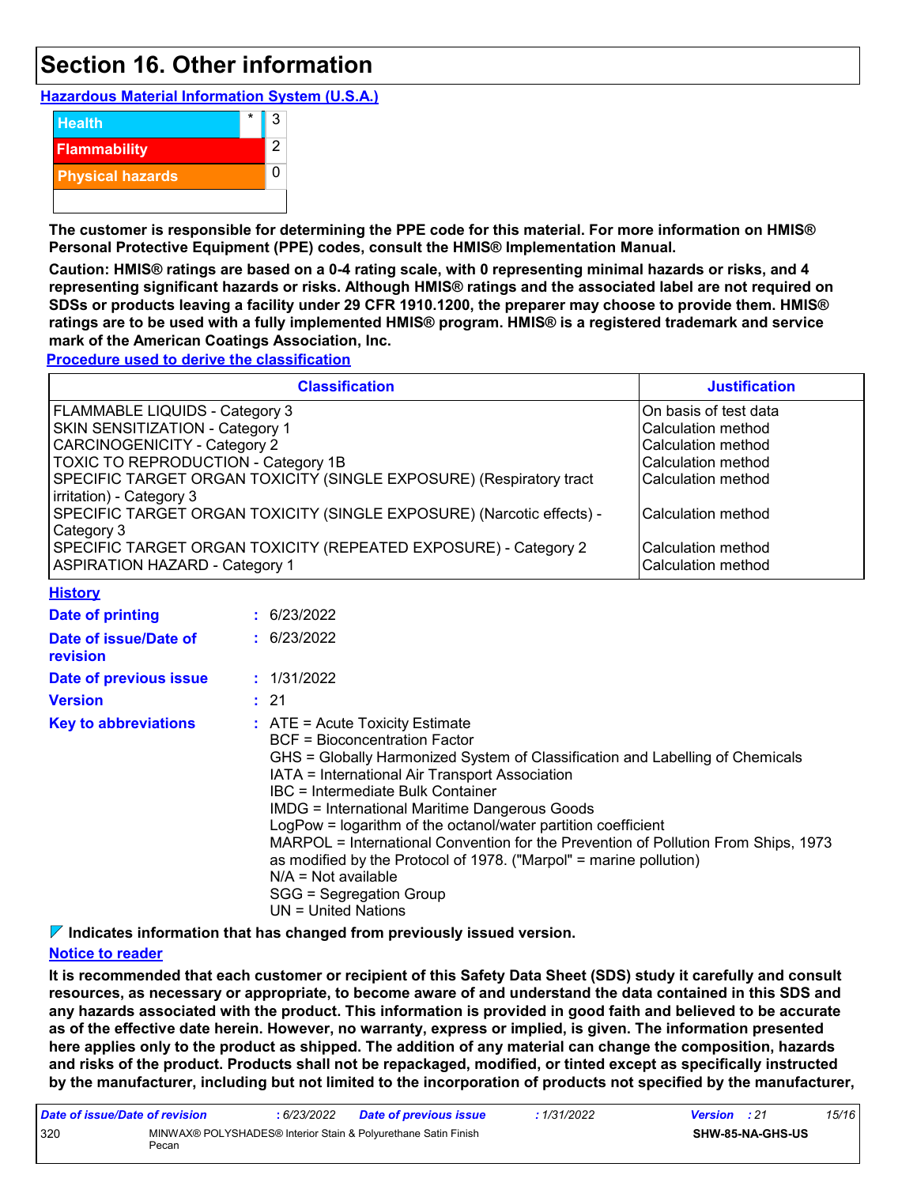# Section 16. Other information

**Hazardous Material Information System (U.S.A.)**

| | | |
|---|---|---|
| Health | * | 3 |
| Flammability | | 2 |
| Physical hazards | | 0 |

**The customer is responsible for determining the PPE code for this material. For more information on HMIS® Personal Protective Equipment (PPE) codes, consult the HMIS® Implementation Manual.**

**Caution: HMIS® ratings are based on a 0-4 rating scale, with 0 representing minimal hazards or risks, and 4 representing significant hazards or risks. Although HMIS® ratings and the associated label are not required on SDSs or products leaving a facility under 29 CFR 1910.1200, the preparer may choose to provide them. HMIS® ratings are to be used with a fully implemented HMIS® program. HMIS® is a registered trademark and service mark of the American Coatings Association, Inc.**

**Procedure used to derive the classification**

| Classification | Justification |
|---|---|
| FLAMMABLE LIQUIDS - Category 3 | On basis of test data |
| SKIN SENSITIZATION - Category 1 | Calculation method |
| CARCINOGENICITY - Category 2 | Calculation method |
| TOXIC TO REPRODUCTION - Category 1B | Calculation method |
| SPECIFIC TARGET ORGAN TOXICITY (SINGLE EXPOSURE) (Respiratory tract irritation) - Category 3 | Calculation method |
| SPECIFIC TARGET ORGAN TOXICITY (SINGLE EXPOSURE) (Narcotic effects) - Category 3 | Calculation method |
| SPECIFIC TARGET ORGAN TOXICITY (REPEATED EXPOSURE) - Category 2 | Calculation method |
| ASPIRATION HAZARD - Category 1 | Calculation method |

**History**

**Date of printing** : 6/23/2022

**Date of issue/Date of revision** : 6/23/2022

**Date of previous issue** : 1/31/2022

**Version** : 21

**Key to abbreviations** : ATE = Acute Toxicity Estimate
BCF = Bioconcentration Factor
GHS = Globally Harmonized System of Classification and Labelling of Chemicals
IATA = International Air Transport Association
IBC = Intermediate Bulk Container
IMDG = International Maritime Dangerous Goods
LogPow = logarithm of the octanol/water partition coefficient
MARPOL = International Convention for the Prevention of Pollution From Ships, 1973 as modified by the Protocol of 1978. ("Marpol" = marine pollution)
N/A = Not available
SGG = Segregation Group
UN = United Nations

**Indicates information that has changed from previously issued version.**

**Notice to reader**

**It is recommended that each customer or recipient of this Safety Data Sheet (SDS) study it carefully and consult resources, as necessary or appropriate, to become aware of and understand the data contained in this SDS and any hazards associated with the product. This information is provided in good faith and believed to be accurate as of the effective date herein. However, no warranty, express or implied, is given. The information presented here applies only to the product as shipped. The addition of any material can change the composition, hazards and risks of the product. Products shall not be repackaged, modified, or tinted except as specifically instructed by the manufacturer, including but not limited to the incorporation of products not specified by the manufacturer,**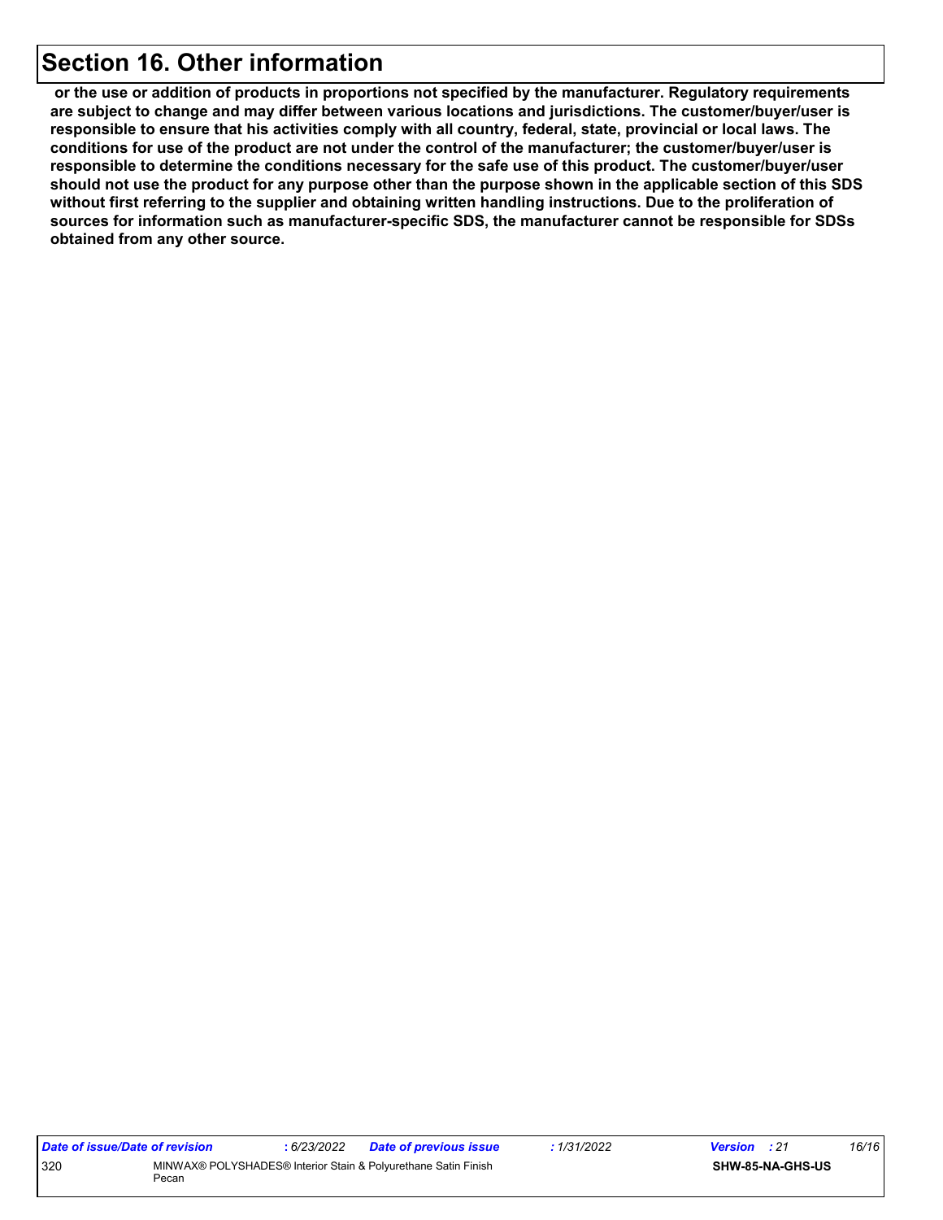# Section 16. Other information

**or the use or addition of products in proportions not specified by the manufacturer. Regulatory requirements are subject to change and may differ between various locations and jurisdictions. The customer/buyer/user is responsible to ensure that his activities comply with all country, federal, state, provincial or local laws. The conditions for use of the product are not under the control of the manufacturer; the customer/buyer/user is responsible to determine the conditions necessary for the safe use of this product. The customer/buyer/user should not use the product for any purpose other than the purpose shown in the applicable section of this SDS without first referring to the supplier and obtaining written handling instructions. Due to the proliferation of sources for information such as manufacturer-specific SDS, the manufacturer cannot be responsible for SDSs obtained from any other source.**